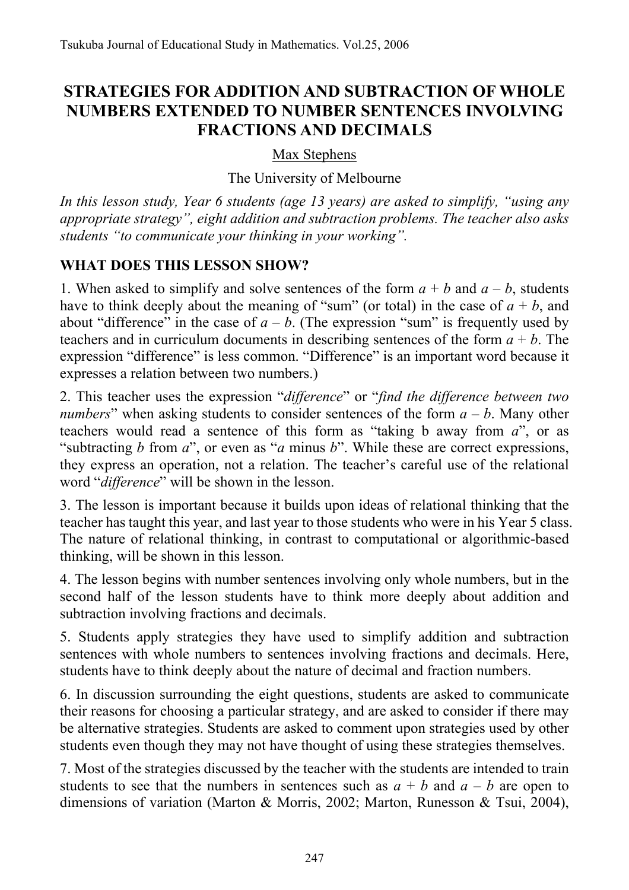# STRATEGIES FOR ADDITION AND SUBTRACTION OF WHOLE NUMBERS EXTENDED TO NUMBER SENTENCES INVOLVING FRACTIONS AND DECIMALS

Max Stephens

The University of Melbourne

*In this lesson study, Year 6 students (age 13 years) are asked to simplify, "using any appropriate strategy", eight addition and subtraction problems. The teacher also asks students "to communicate your thinking in your working".*

## WHAT DOES THIS LESSON SHOW?

1. When asked to simplify and solve sentences of the form $a + b$ and $a - b$, students have to think deeply about the meaning of "sum" (or total) in the case of $a + b$, and about "difference" in the case of $a - b$. (The expression "sum" is frequently used by teachers and in curriculum documents in describing sentences of the form $a + b$. The expression "difference" is less common. "Difference" is an important word because it expresses a relation between two numbers.)

2. This teacher uses the expression "*difference*" or "*find the difference between two numbers*" when asking students to consider sentences of the form $a - b$. Many other teachers would read a sentence of this form as "taking b away from *a*", or as "subtracting *b* from *a*", or even as "*a* minus *b*". While these are correct expressions, they express an operation, not a relation. The teacher's careful use of the relational word "*difference*" will be shown in the lesson.

3. The lesson is important because it builds upon ideas of relational thinking that the teacher has taught this year, and last year to those students who were in his Year 5 class. The nature of relational thinking, in contrast to computational or algorithmic-based thinking, will be shown in this lesson.

4. The lesson begins with number sentences involving only whole numbers, but in the second half of the lesson students have to think more deeply about addition and subtraction involving fractions and decimals.

5. Students apply strategies they have used to simplify addition and subtraction sentences with whole numbers to sentences involving fractions and decimals. Here, students have to think deeply about the nature of decimal and fraction numbers.

6. In discussion surrounding the eight questions, students are asked to communicate their reasons for choosing a particular strategy, and are asked to consider if there may be alternative strategies. Students are asked to comment upon strategies used by other students even though they may not have thought of using these strategies themselves.

7. Most of the strategies discussed by the teacher with the students are intended to train students to see that the numbers in sentences such as $a + b$ and $a - b$ are open to dimensions of variation (Marton & Morris, 2002; Marton, Runesson & Tsui, 2004),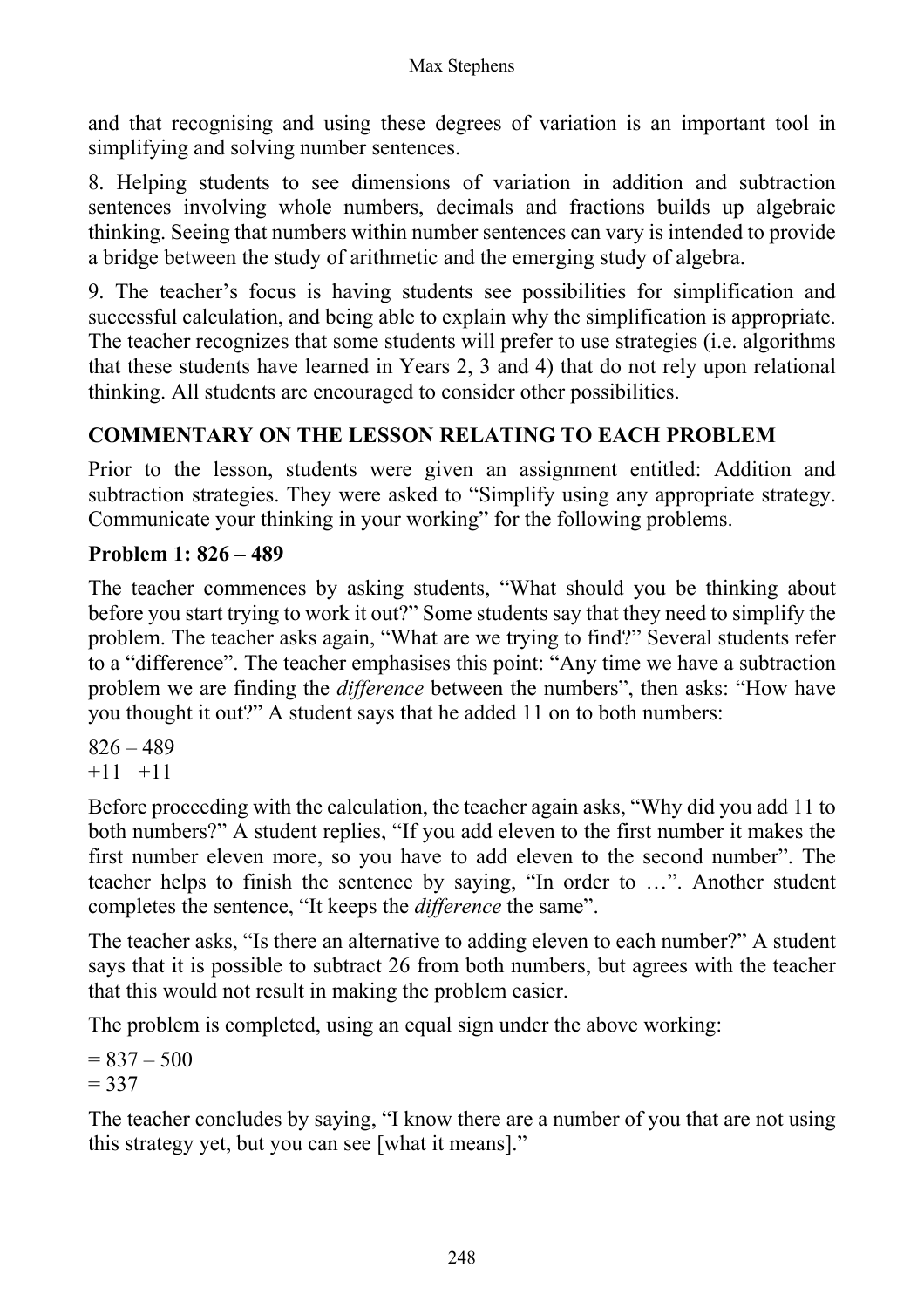and that recognising and using these degrees of variation is an important tool in simplifying and solving number sentences.

8. Helping students to see dimensions of variation in addition and subtraction sentences involving whole numbers, decimals and fractions builds up algebraic thinking. Seeing that numbers within number sentences can vary is intended to provide a bridge between the study of arithmetic and the emerging study of algebra.

9. The teacher's focus is having students see possibilities for simplification and successful calculation, and being able to explain why the simplification is appropriate. The teacher recognizes that some students will prefer to use strategies (i.e. algorithms that these students have learned in Years 2, 3 and 4) that do not rely upon relational thinking. All students are encouraged to consider other possibilities.

## COMMENTARY ON THE LESSON RELATING TO EACH PROBLEM

Prior to the lesson, students were given an assignment entitled: Addition and subtraction strategies. They were asked to "Simplify using any appropriate strategy. Communicate your thinking in your working" for the following problems.

### Problem 1: 826 – 489

The teacher commences by asking students, "What should you be thinking about before you start trying to work it out?" Some students say that they need to simplify the problem. The teacher asks again, "What are we trying to find?" Several students refer to a "difference". The teacher emphasises this point: "Any time we have a subtraction problem we are finding the *difference* between the numbers", then asks: "How have you thought it out?" A student says that he added 11 on to both numbers:

826 – 489
+11 +11

Before proceeding with the calculation, the teacher again asks, "Why did you add 11 to both numbers?" A student replies, "If you add eleven to the first number it makes the first number eleven more, so you have to add eleven to the second number". The teacher helps to finish the sentence by saying, "In order to …". Another student completes the sentence, "It keeps the *difference* the same".

The teacher asks, "Is there an alternative to adding eleven to each number?" A student says that it is possible to subtract 26 from both numbers, but agrees with the teacher that this would not result in making the problem easier.

The problem is completed, using an equal sign under the above working:

= 837 – 500
= 337

The teacher concludes by saying, "I know there are a number of you that are not using this strategy yet, but you can see [what it means]."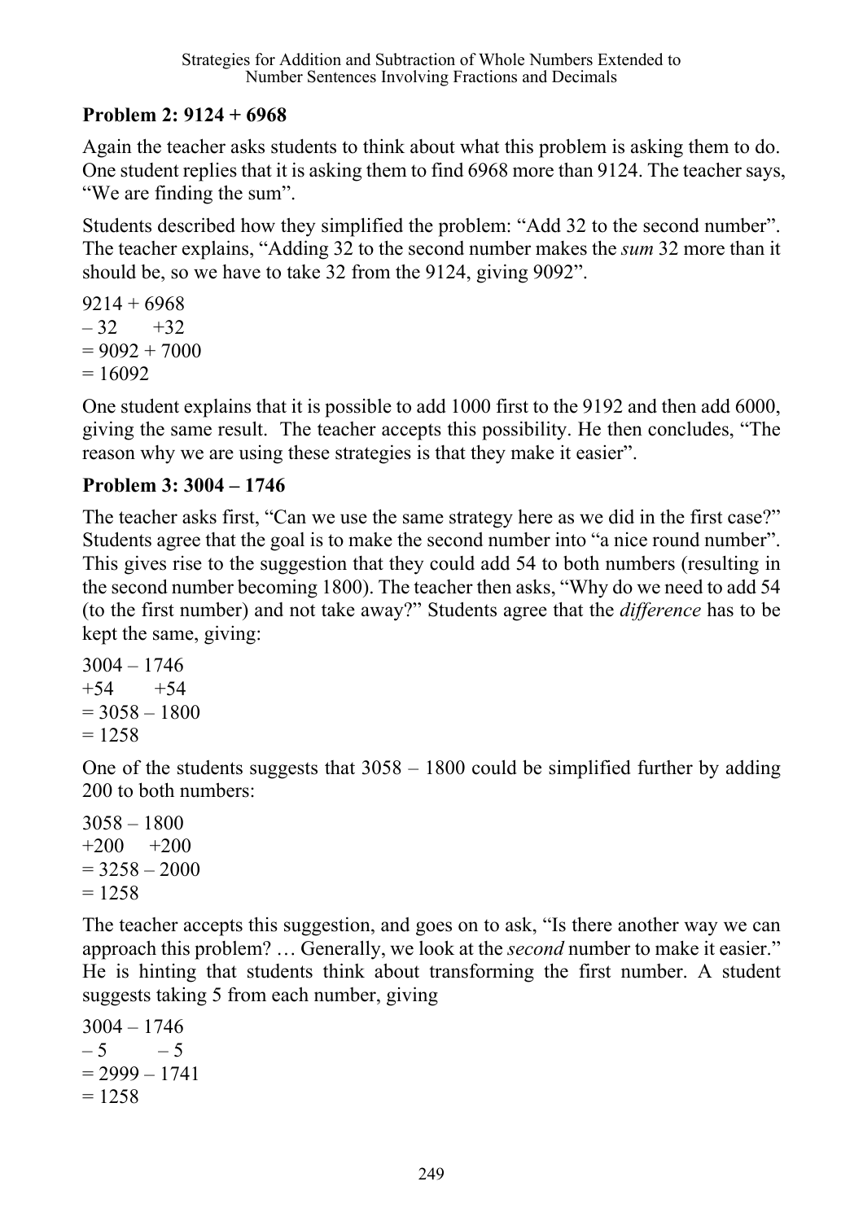## Problem 2: 9124 + 6968

Again the teacher asks students to think about what this problem is asking them to do. One student replies that it is asking them to find 6968 more than 9124. The teacher says, "We are finding the sum".

Students described how they simplified the problem: "Add 32 to the second number". The teacher explains, "Adding 32 to the second number makes the *sum* 32 more than it should be, so we have to take 32 from the 9124, giving 9092".

9214 + 6968
– 32 +32
= 9092 + 7000
= 16092

One student explains that it is possible to add 1000 first to the 9192 and then add 6000, giving the same result. The teacher accepts this possibility. He then concludes, "The reason why we are using these strategies is that they make it easier".

## Problem 3: 3004 – 1746

The teacher asks first, "Can we use the same strategy here as we did in the first case?" Students agree that the goal is to make the second number into "a nice round number". This gives rise to the suggestion that they could add 54 to both numbers (resulting in the second number becoming 1800). The teacher then asks, "Why do we need to add 54 (to the first number) and not take away?" Students agree that the *difference* has to be kept the same, giving:

3004 – 1746
+54 +54
= 3058 – 1800
= 1258

One of the students suggests that 3058 – 1800 could be simplified further by adding 200 to both numbers:

3058 – 1800
+200 +200
= 3258 – 2000
= 1258

The teacher accepts this suggestion, and goes on to ask, "Is there another way we can approach this problem? … Generally, we look at the *second* number to make it easier." He is hinting that students think about transforming the first number. A student suggests taking 5 from each number, giving

3004 – 1746
– 5 – 5
= 2999 – 1741
= 1258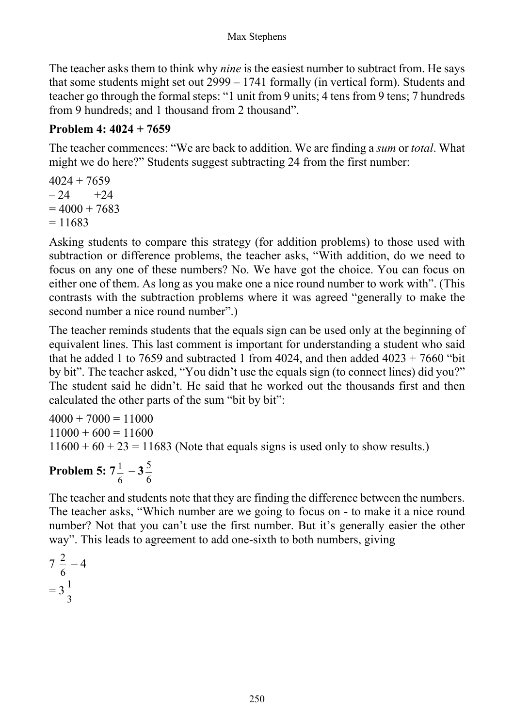The teacher asks them to think why *nine* is the easiest number to subtract from. He says that some students might set out 2999 – 1741 formally (in vertical form). Students and teacher go through the formal steps: "1 unit from 9 units; 4 tens from 9 tens; 7 hundreds from 9 hundreds; and 1 thousand from 2 thousand".

**Problem 4: 4024 + 7659**

The teacher commences: "We are back to addition. We are finding a *sum* or *total*. What might we do here?" Students suggest subtracting 24 from the first number:

4024 + 7659
– 24        +24
= 4000 + 7683
= 11683

Asking students to compare this strategy (for addition problems) to those used with subtraction or difference problems, the teacher asks, "With addition, do we need to focus on any one of these numbers? No. We have got the choice. You can focus on either one of them. As long as you make one a nice round number to work with". (This contrasts with the subtraction problems where it was agreed "generally to make the second number a nice round number".)

The teacher reminds students that the equals sign can be used only at the beginning of equivalent lines. This last comment is important for understanding a student who said that he added 1 to 7659 and subtracted 1 from 4024, and then added 4023 + 7660 "bit by bit". The teacher asked, "You didn't use the equals sign (to connect lines) did you?" The student said he didn't. He said that he worked out the thousands first and then calculated the other parts of the sum "bit by bit":

4000 + 7000 = 11000
11000 + 600 = 11600
11600 + 60 + 23 = 11683 (Note that equals signs is used only to show results.)

**Problem 5: $7\frac{1}{6} - 3\frac{5}{6}$**

The teacher and students note that they are finding the difference between the numbers. The teacher asks, "Which number are we going to focus on - to make it a nice round number? Not that you can't use the first number. But it's generally easier the other way". This leads to agreement to add one-sixth to both numbers, giving

$7\frac{2}{6} - 4$
$= 3\frac{1}{3}$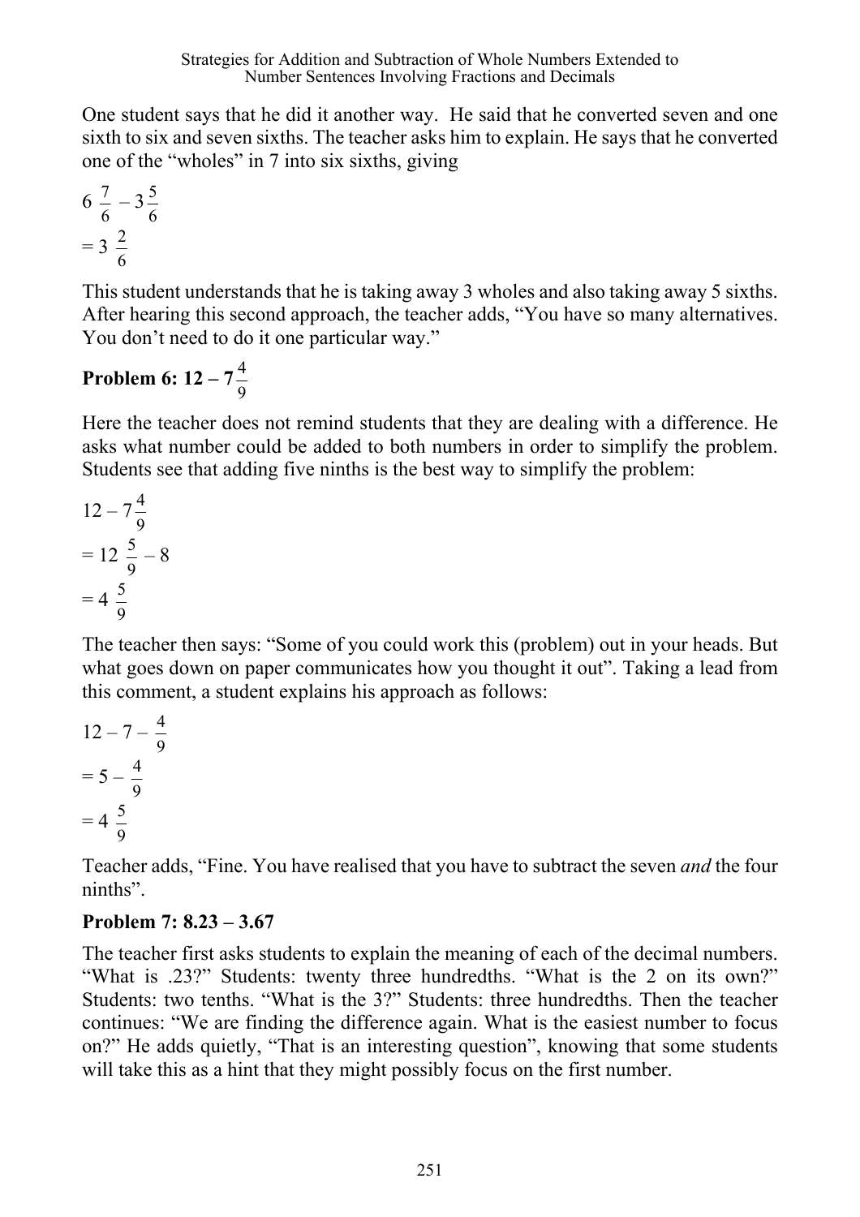One student says that he did it another way. He said that he converted seven and one sixth to six and seven sixths. The teacher asks him to explain. He says that he converted one of the "wholes" in 7 into six sixths, giving

$$6\,\frac{7}{6} - 3\frac{5}{6}$$
$$= 3\,\frac{2}{6}$$

This student understands that he is taking away 3 wholes and also taking away 5 sixths. After hearing this second approach, the teacher adds, "You have so many alternatives. You don't need to do it one particular way."

**Problem 6: $12 - 7\frac{4}{9}$**

Here the teacher does not remind students that they are dealing with a difference. He asks what number could be added to both numbers in order to simplify the problem. Students see that adding five ninths is the best way to simplify the problem:

$$12 - 7\frac{4}{9}$$
$$= 12\,\frac{5}{9} - 8$$
$$= 4\,\frac{5}{9}$$

The teacher then says: "Some of you could work this (problem) out in your heads. But what goes down on paper communicates how you thought it out". Taking a lead from this comment, a student explains his approach as follows:

$$12 - 7 - \frac{4}{9}$$
$$= 5 - \frac{4}{9}$$
$$= 4\,\frac{5}{9}$$

Teacher adds, "Fine. You have realised that you have to subtract the seven *and* the four ninths".

**Problem 7: 8.23 – 3.67**

The teacher first asks students to explain the meaning of each of the decimal numbers. "What is .23?" Students: twenty three hundredths. "What is the 2 on its own?" Students: two tenths. "What is the 3?" Students: three hundredths. Then the teacher continues: "We are finding the difference again. What is the easiest number to focus on?" He adds quietly, "That is an interesting question", knowing that some students will take this as a hint that they might possibly focus on the first number.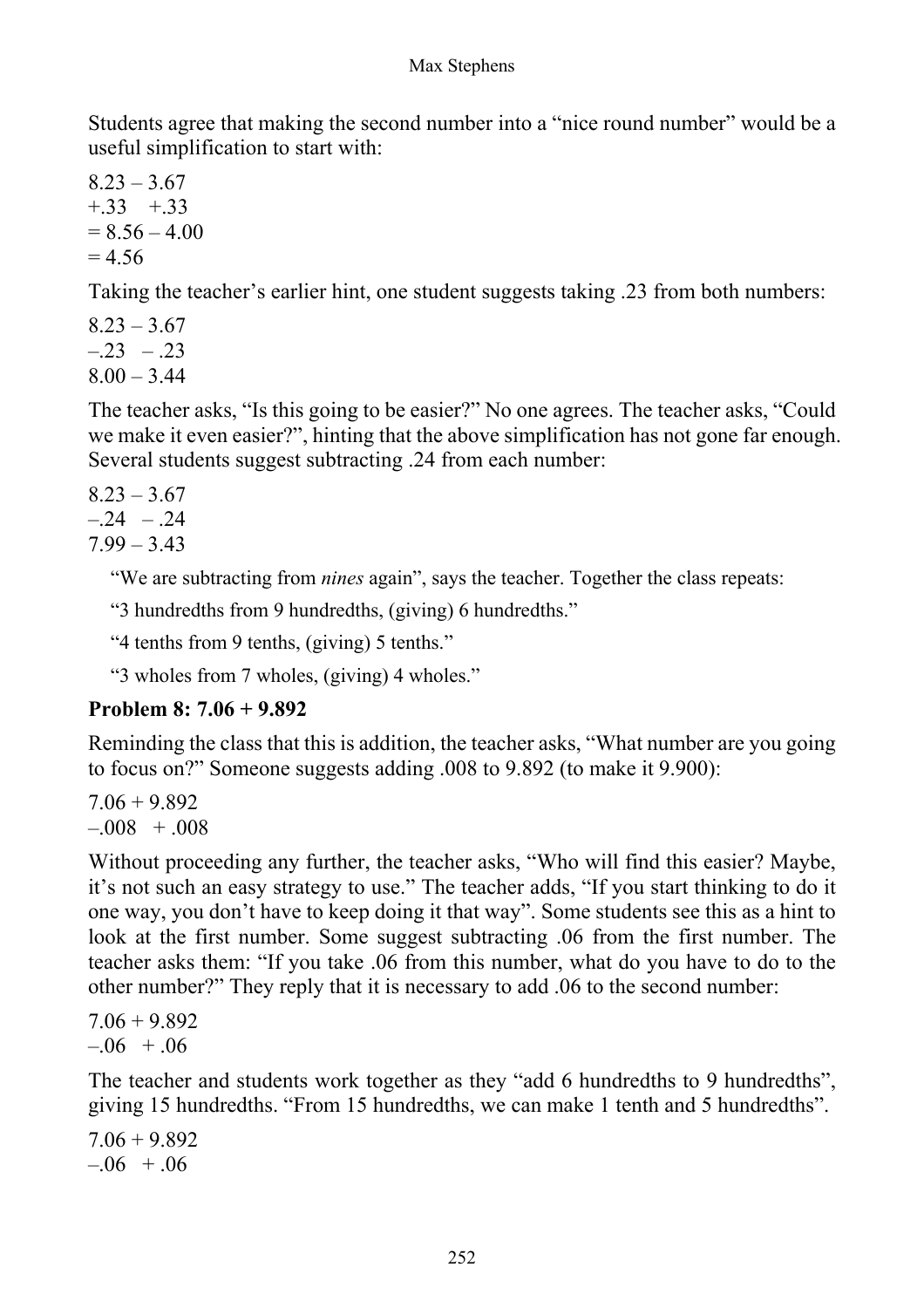Students agree that making the second number into a "nice round number" would be a useful simplification to start with:

8.23 – 3.67
+.33 +.33
= 8.56 – 4.00
= 4.56

Taking the teacher's earlier hint, one student suggests taking .23 from both numbers:

8.23 – 3.67
–.23 – .23
8.00 – 3.44

The teacher asks, "Is this going to be easier?" No one agrees. The teacher asks, "Could we make it even easier?", hinting that the above simplification has not gone far enough. Several students suggest subtracting .24 from each number:

8.23 – 3.67
–.24 – .24
7.99 – 3.43

> "We are subtracting from *nines* again", says the teacher. Together the class repeats:
>
> "3 hundredths from 9 hundredths, (giving) 6 hundredths."
>
> "4 tenths from 9 tenths, (giving) 5 tenths."
>
> "3 wholes from 7 wholes, (giving) 4 wholes."

### Problem 8: 7.06 + 9.892

Reminding the class that this is addition, the teacher asks, "What number are you going to focus on?" Someone suggests adding .008 to 9.892 (to make it 9.900):

7.06 + 9.892
–.008 + .008

Without proceeding any further, the teacher asks, "Who will find this easier? Maybe, it's not such an easy strategy to use." The teacher adds, "If you start thinking to do it one way, you don't have to keep doing it that way". Some students see this as a hint to look at the first number. Some suggest subtracting .06 from the first number. The teacher asks them: "If you take .06 from this number, what do you have to do to the other number?" They reply that it is necessary to add .06 to the second number:

7.06 + 9.892
–.06 + .06

The teacher and students work together as they "add 6 hundredths to 9 hundredths", giving 15 hundredths. "From 15 hundredths, we can make 1 tenth and 5 hundredths".

7.06 + 9.892
–.06 + .06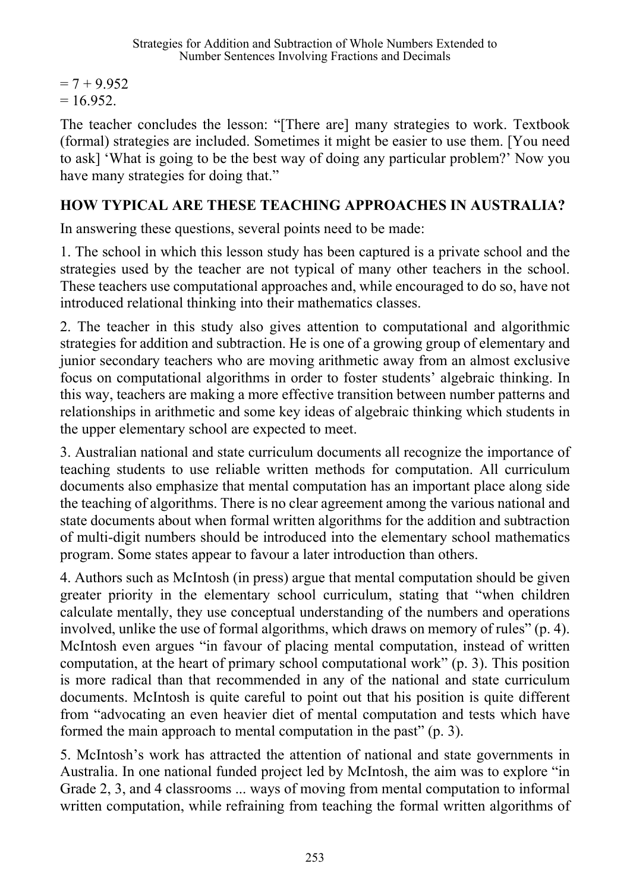$= 7 + 9.952$
$= 16.952.$

The teacher concludes the lesson: "[There are] many strategies to work. Textbook (formal) strategies are included. Sometimes it might be easier to use them. [You need to ask] 'What is going to be the best way of doing any particular problem?' Now you have many strategies for doing that."

## HOW TYPICAL ARE THESE TEACHING APPROACHES IN AUSTRALIA?

In answering these questions, several points need to be made:

1. The school in which this lesson study has been captured is a private school and the strategies used by the teacher are not typical of many other teachers in the school. These teachers use computational approaches and, while encouraged to do so, have not introduced relational thinking into their mathematics classes.

2. The teacher in this study also gives attention to computational and algorithmic strategies for addition and subtraction. He is one of a growing group of elementary and junior secondary teachers who are moving arithmetic away from an almost exclusive focus on computational algorithms in order to foster students' algebraic thinking. In this way, teachers are making a more effective transition between number patterns and relationships in arithmetic and some key ideas of algebraic thinking which students in the upper elementary school are expected to meet.

3. Australian national and state curriculum documents all recognize the importance of teaching students to use reliable written methods for computation. All curriculum documents also emphasize that mental computation has an important place along side the teaching of algorithms. There is no clear agreement among the various national and state documents about when formal written algorithms for the addition and subtraction of multi-digit numbers should be introduced into the elementary school mathematics program. Some states appear to favour a later introduction than others.

4. Authors such as McIntosh (in press) argue that mental computation should be given greater priority in the elementary school curriculum, stating that "when children calculate mentally, they use conceptual understanding of the numbers and operations involved, unlike the use of formal algorithms, which draws on memory of rules" (p. 4). McIntosh even argues "in favour of placing mental computation, instead of written computation, at the heart of primary school computational work" (p. 3). This position is more radical than that recommended in any of the national and state curriculum documents. McIntosh is quite careful to point out that his position is quite different from "advocating an even heavier diet of mental computation and tests which have formed the main approach to mental computation in the past" (p. 3).

5. McIntosh's work has attracted the attention of national and state governments in Australia. In one national funded project led by McIntosh, the aim was to explore "in Grade 2, 3, and 4 classrooms ... ways of moving from mental computation to informal written computation, while refraining from teaching the formal written algorithms of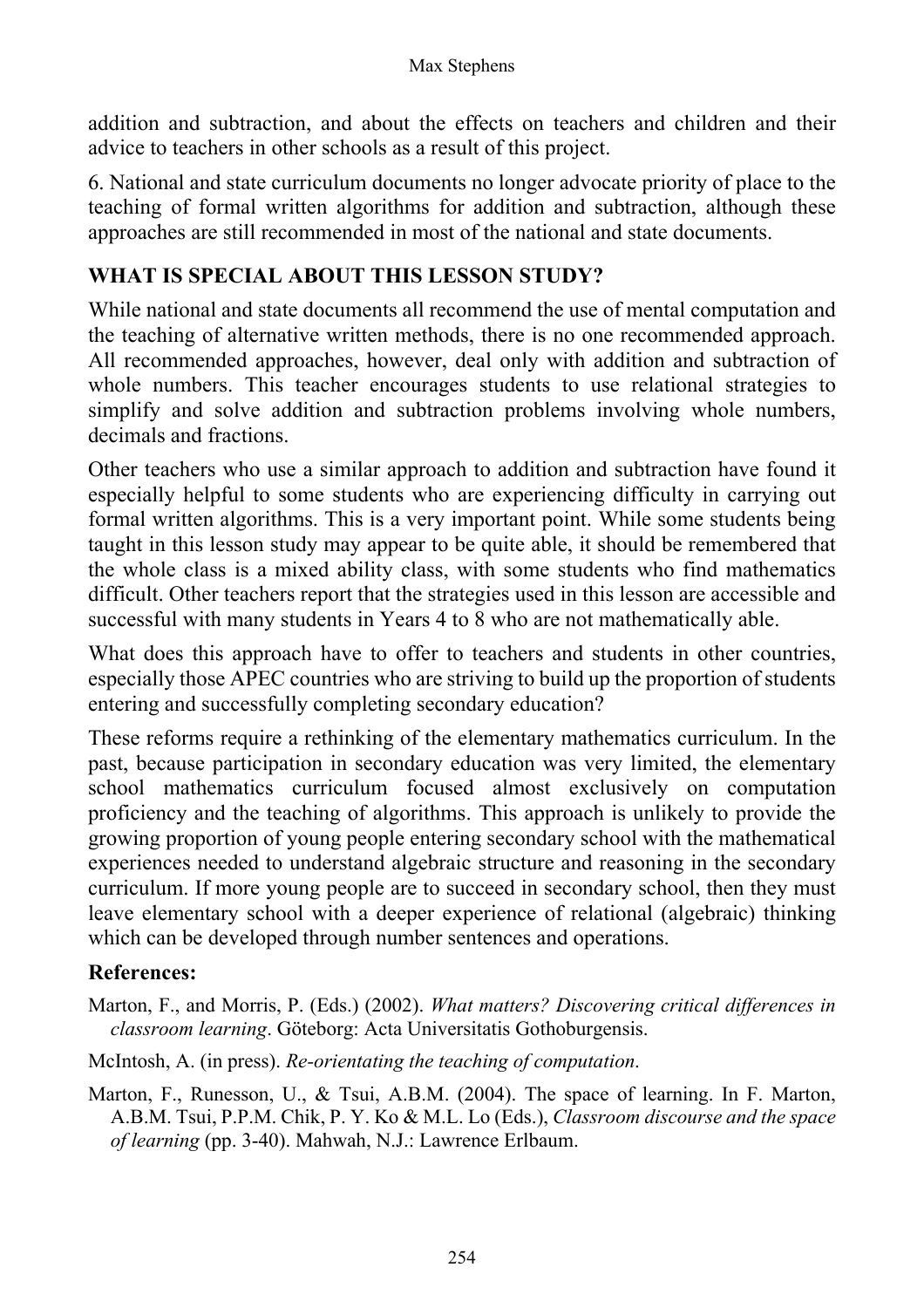addition and subtraction, and about the effects on teachers and children and their advice to teachers in other schools as a result of this project.

6. National and state curriculum documents no longer advocate priority of place to the teaching of formal written algorithms for addition and subtraction, although these approaches are still recommended in most of the national and state documents.

## WHAT IS SPECIAL ABOUT THIS LESSON STUDY?

While national and state documents all recommend the use of mental computation and the teaching of alternative written methods, there is no one recommended approach. All recommended approaches, however, deal only with addition and subtraction of whole numbers. This teacher encourages students to use relational strategies to simplify and solve addition and subtraction problems involving whole numbers, decimals and fractions.

Other teachers who use a similar approach to addition and subtraction have found it especially helpful to some students who are experiencing difficulty in carrying out formal written algorithms. This is a very important point. While some students being taught in this lesson study may appear to be quite able, it should be remembered that the whole class is a mixed ability class, with some students who find mathematics difficult. Other teachers report that the strategies used in this lesson are accessible and successful with many students in Years 4 to 8 who are not mathematically able.

What does this approach have to offer to teachers and students in other countries, especially those APEC countries who are striving to build up the proportion of students entering and successfully completing secondary education?

These reforms require a rethinking of the elementary mathematics curriculum. In the past, because participation in secondary education was very limited, the elementary school mathematics curriculum focused almost exclusively on computation proficiency and the teaching of algorithms. This approach is unlikely to provide the growing proportion of young people entering secondary school with the mathematical experiences needed to understand algebraic structure and reasoning in the secondary curriculum. If more young people are to succeed in secondary school, then they must leave elementary school with a deeper experience of relational (algebraic) thinking which can be developed through number sentences and operations.

### References:

Marton, F., and Morris, P. (Eds.) (2002). *What matters? Discovering critical differences in classroom learning*. Göteborg: Acta Universitatis Gothoburgensis.

McIntosh, A. (in press). *Re-orientating the teaching of computation*.

Marton, F., Runesson, U., & Tsui, A.B.M. (2004). The space of learning. In F. Marton, A.B.M. Tsui, P.P.M. Chik, P. Y. Ko & M.L. Lo (Eds.), *Classroom discourse and the space of learning* (pp. 3-40). Mahwah, N.J.: Lawrence Erlbaum.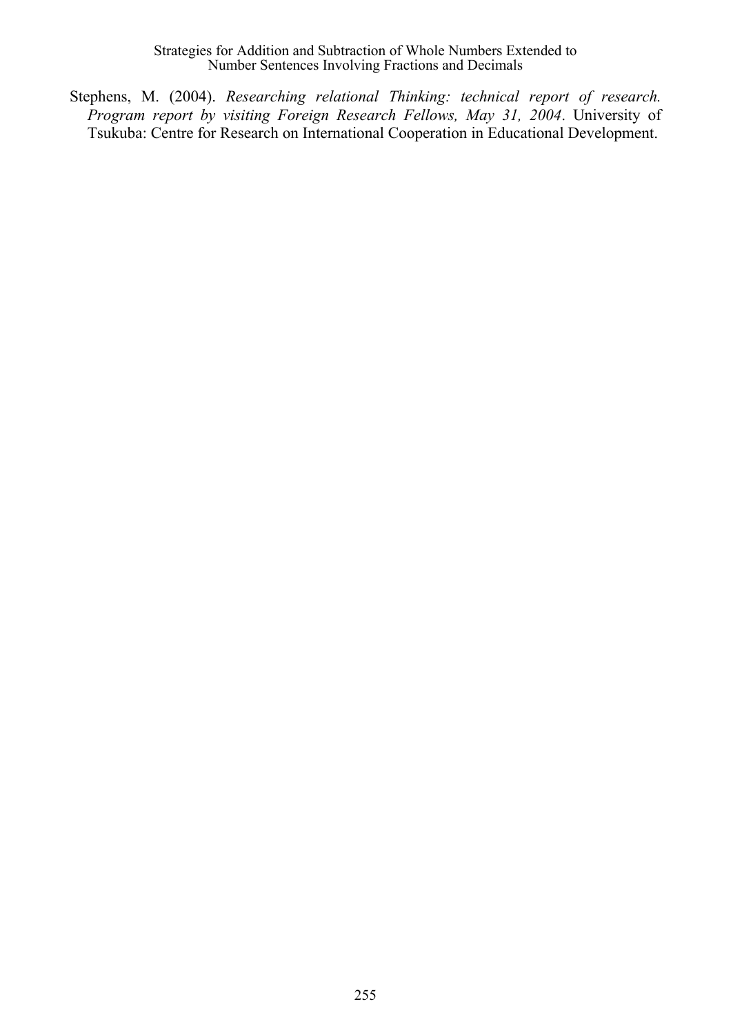Stephens, M. (2004). *Researching relational Thinking: technical report of research. Program report by visiting Foreign Research Fellows, May 31, 2004*. University of Tsukuba: Centre for Research on International Cooperation in Educational Development.